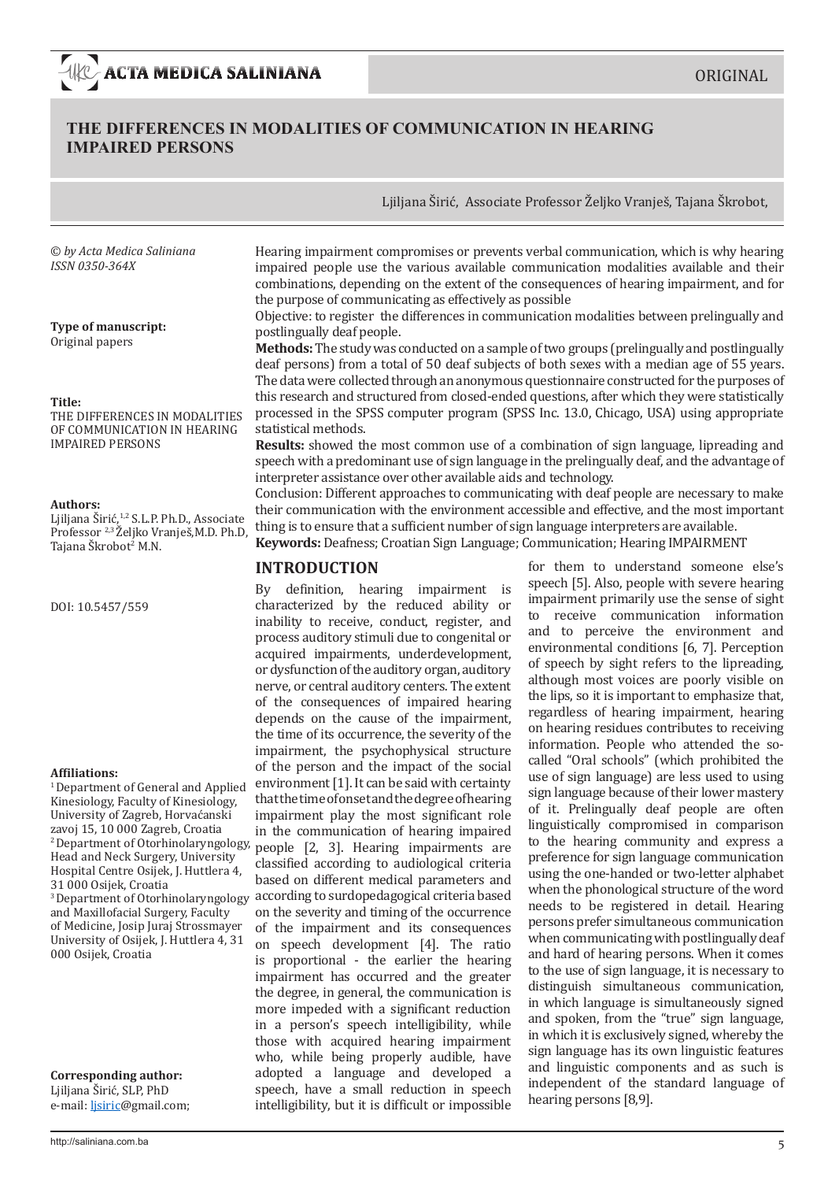ORIGINAL

# THE DIFFERENCES IN MODALITIES OF COMMUNICATION IN HEARING IMPAIRED PERSONS

Ljiljana Širić, Associate Professor Željko Vranješ, Tajana Škrobot,

*© by Acta Medica Saliniana*
*ISSN 0350-364X*

**Type of manuscript:**
Original papers

**Title:**
THE DIFFERENCES IN MODALITIES OF COMMUNICATION IN HEARING IMPAIRED PERSONS

**Authors:**
Ljiljana Širić,[1,2] S.L.P. Ph.D., Associate Professor [2,3] Željko Vranješ, M.D. Ph.D, Tajana Škrobot[2] M.N.

DOI: 10.5457/559

**Affiliations:**
[1] Department of General and Applied Kinesiology, Faculty of Kinesiology, University of Zagreb, Horvaćanski zavoj 15, 10 000 Zagreb, Croatia
[2] Department of Otorhinolaryngology, Head and Neck Surgery, University Hospital Centre Osijek, J. Huttlera 4, 31 000 Osijek, Croatia
[3] Department of Otorhinolaryngology and Maxillofacial Surgery, Faculty of Medicine, Josip Juraj Strossmayer University of Osijek, J. Huttlera 4, 31 000 Osijek, Croatia

**Corresponding author:**
Ljiljana Širić, SLP, PhD
e-mail: ljsiric@gmail.com;

Hearing impairment compromises or prevents verbal communication, which is why hearing impaired people use the various available communication modalities available and their combinations, depending on the extent of the consequences of hearing impairment, and for the purpose of communicating as effectively as possible

Objective: to register the differences in communication modalities between prelingually and postlingually deaf people.

**Methods:** The study was conducted on a sample of two groups (prelingually and postlingually deaf persons) from a total of 50 deaf subjects of both sexes with a median age of 55 years. The data were collected through an anonymous questionnaire constructed for the purposes of this research and structured from closed-ended questions, after which they were statistically processed in the SPSS computer program (SPSS Inc. 13.0, Chicago, USA) using appropriate statistical methods.

**Results:** showed the most common use of a combination of sign language, lipreading and speech with a predominant use of sign language in the prelingually deaf, and the advantage of interpreter assistance over other available aids and technology.

Conclusion: Different approaches to communicating with deaf people are necessary to make their communication with the environment accessible and effective, and the most important thing is to ensure that a sufficient number of sign language interpreters are available.

**Keywords:** Deafness; Croatian Sign Language; Communication; Hearing IMPAIRMENT

## INTRODUCTION

By definition, hearing impairment is characterized by the reduced ability or inability to receive, conduct, register, and process auditory stimuli due to congenital or acquired impairments, underdevelopment, or dysfunction of the auditory organ, auditory nerve, or central auditory centers. The extent of the consequences of impaired hearing depends on the cause of the impairment, the time of its occurrence, the severity of the impairment, the psychophysical structure of the person and the impact of the social environment [1]. It can be said with certainty that the time of onset and the degree of hearing impairment play the most significant role in the communication of hearing impaired people [2, 3]. Hearing impairments are classified according to audiological criteria based on different medical parameters and according to surdopedagogical criteria based on the severity and timing of the occurrence of the impairment and its consequences on speech development [4]. The ratio is proportional - the earlier the hearing impairment has occurred and the greater the degree, in general, the communication is more impeded with a significant reduction in a person's speech intelligibility, while those with acquired hearing impairment who, while being properly audible, have adopted a language and developed a speech, have a small reduction in speech intelligibility, but it is difficult or impossible for them to understand someone else's speech [5]. Also, people with severe hearing impairment primarily use the sense of sight to receive communication information and to perceive the environment and environmental conditions [6, 7]. Perception of speech by sight refers to the lipreading, although most voices are poorly visible on the lips, so it is important to emphasize that, regardless of hearing impairment, hearing on hearing residues contributes to receiving information. People who attended the so-called "Oral schools" (which prohibited the use of sign language) are less used to using sign language because of their lower mastery of it. Prelingually deaf people are often linguistically compromised in comparison to the hearing community and express a preference for sign language communication using the one-handed or two-letter alphabet when the phonological structure of the word needs to be registered in detail. Hearing persons prefer simultaneous communication when communicating with postlingually deaf and hard of hearing persons. When it comes to the use of sign language, it is necessary to distinguish simultaneous communication, in which language is simultaneously signed and spoken, from the "true" sign language, in which it is exclusively signed, whereby the sign language has its own linguistic features and linguistic components and as such is independent of the standard language of hearing persons [8,9].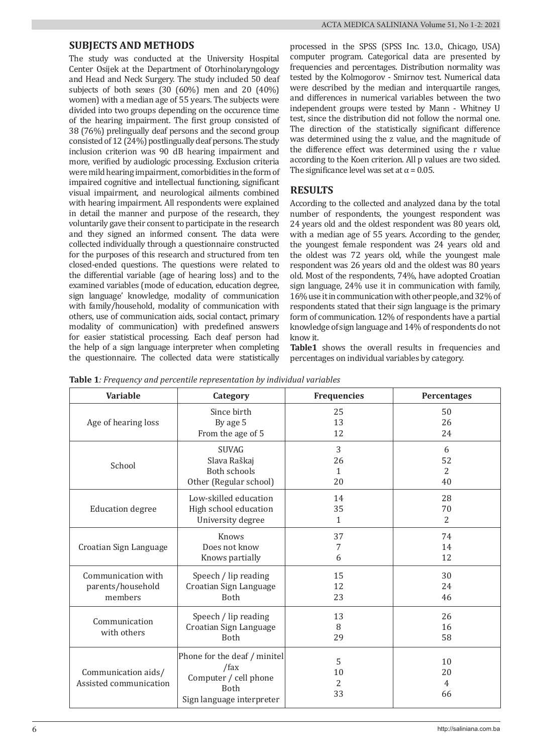## SUBJECTS AND METHODS

The study was conducted at the University Hospital Center Osijek at the Department of Otorhinolaryngology and Head and Neck Surgery. The study included 50 deaf subjects of both sexes (30 (60%) men and 20 (40%) women) with a median age of 55 years. The subjects were divided into two groups depending on the occurence time of the hearing impairment. The first group consisted of 38 (76%) prelingually deaf persons and the second group consisted of 12 (24%) postlingually deaf persons. The study inclusion criterion was 90 dB hearing impairment and more, verified by audiologic processing. Exclusion criteria were mild hearing impairment, comorbidities in the form of impaired cognitive and intellectual functioning, significant visual impairment, and neurological ailments combined with hearing impairment. All respondents were explained in detail the manner and purpose of the research, they voluntarily gave their consent to participate in the research and they signed an informed consent. The data were collected individually through a questionnaire constructed for the purposes of this research and structured from ten closed-ended questions. The questions were related to the differential variable (age of hearing loss) and to the examined variables (mode of education, education degree, sign language' knowledge, modality of communication with family/household, modality of communication with others, use of communication aids, social contact, primary modality of communication) with predefined answers for easier statistical processing. Each deaf person had the help of a sign language interpreter when completing the questionnaire. The collected data were statistically processed in the SPSS (SPSS Inc. 13.0., Chicago, USA) computer program. Categorical data are presented by frequencies and percentages. Distribution normality was tested by the Kolmogorov - Smirnov test. Numerical data were described by the median and interquartile ranges, and differences in numerical variables between the two independent groups were tested by Mann - Whitney U test, since the distribution did not follow the normal one. The direction of the statistically significant difference was determined using the z value, and the magnitude of the difference effect was determined using the r value according to the Koen criterion. All p values are two sided. The significance level was set at $\alpha = 0.05$.

## RESULTS

According to the collected and analyzed dana by the total number of respondents, the youngest respondent was 24 years old and the oldest respondent was 80 years old, with a median age of 55 years. According to the gender, the youngest female respondent was 24 years old and the oldest was 72 years old, while the youngest male respondent was 26 years old and the oldest was 80 years old. Most of the respondents, 74%, have adopted Croatian sign language, 24% use it in communication with family, 16% use it in communication with other people, and 32% of respondents stated that their sign language is the primary form of communication. 12% of respondents have a partial knowledge of sign language and 14% of respondents do not know it.

**Table1** shows the overall results in frequencies and percentages on individual variables by category.

**Table 1***: Frequency and percentile representation by individual variables*

| Variable | Category | Frequencies | Percentages |
|---|---|---|---|
| Age of hearing loss | Since birth | 25 | 50 |
| | By age 5 | 13 | 26 |
| | From the age of 5 | 12 | 24 |
| School | SUVAG | 3 | 6 |
| | Slava Raškaj | 26 | 52 |
| | Both schools | 1 | 2 |
| | Other (Regular school) | 20 | 40 |
| Education degree | Low-skilled education | 14 | 28 |
| | High school education | 35 | 70 |
| | University degree | 1 | 2 |
| Croatian Sign Language | Knows | 37 | 74 |
| | Does not know | 7 | 14 |
| | Knows partially | 6 | 12 |
| Communication with parents/household members | Speech / lip reading | 15 | 30 |
| | Croatian Sign Language | 12 | 24 |
| | Both | 23 | 46 |
| Communication with others | Speech / lip reading | 13 | 26 |
| | Croatian Sign Language | 8 | 16 |
| | Both | 29 | 58 |
| Communication aids/ Assisted communication | Phone for the deaf / minitel /fax | 5 | 10 |
| | Computer / cell phone | 10 | 20 |
| | Both | 2 | 4 |
| | Sign language interpreter | 33 | 66 |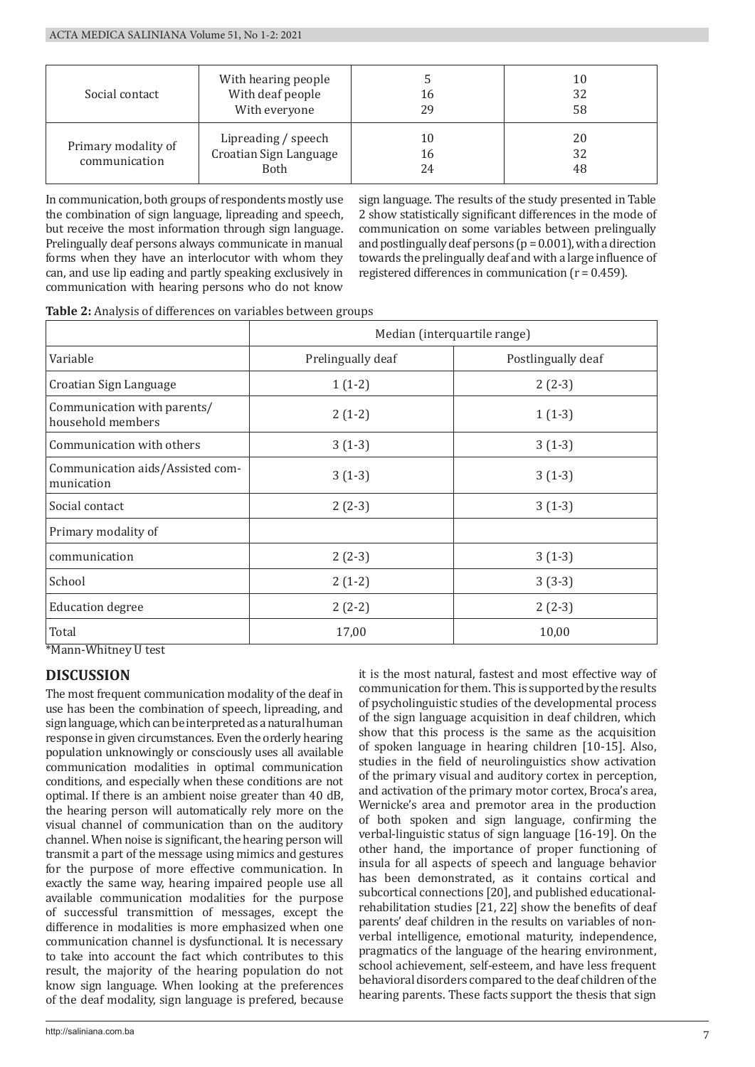| | | | |
|---|---|---|---|
| Social contact | With hearing people<br>With deaf people<br>With everyone | 5<br>16<br>29 | 10<br>32<br>58 |
| Primary modality of communication | Lipreading / speech<br>Croatian Sign Language<br>Both | 10<br>16<br>24 | 20<br>32<br>48 |

In communication, both groups of respondents mostly use the combination of sign language, lipreading and speech, but receive the most information through sign language. Prelingually deaf persons always communicate in manual forms when they have an interlocutor with whom they can, and use lip eading and partly speaking exclusively in communication with hearing persons who do not know sign language. The results of the study presented in Table 2 show statistically significant differences in the mode of communication on some variables between prelingually and postlingually deaf persons ($p = 0.001$), with a direction towards the prelingually deaf and with a large influence of registered differences in communication ($r = 0.459$).

**Table 2:** Analysis of differences on variables between groups

| | Median (interquartile range) | |
|---|---|---|
| Variable | Prelingually deaf | Postlingually deaf |
| Croatian Sign Language | 1 (1-2) | 2 (2-3) |
| Communication with parents/household members | 2 (1-2) | 1 (1-3) |
| Communication with others | 3 (1-3) | 3 (1-3) |
| Communication aids/Assisted communication | 3 (1-3) | 3 (1-3) |
| Social contact | 2 (2-3) | 3 (1-3) |
| Primary modality of | | |
| communication | 2 (2-3) | 3 (1-3) |
| School | 2 (1-2) | 3 (3-3) |
| Education degree | 2 (2-2) | 2 (2-3) |
| Total | 17,00 | 10,00 |

*Mann-Whitney U test

## DISCUSSION

The most frequent communication modality of the deaf in use has been the combination of speech, lipreading, and sign language, which can be interpreted as a natural human response in given circumstances. Even the orderly hearing population unknowingly or consciously uses all available communication modalities in optimal communication conditions, and especially when these conditions are not optimal. If there is an ambient noise greater than 40 dB, the hearing person will automatically rely more on the visual channel of communication than on the auditory channel. When noise is significant, the hearing person will transmit a part of the message using mimics and gestures for the purpose of more effective communication. In exactly the same way, hearing impaired people use all available communication modalities for the purpose of successful transmittion of messages, except the difference in modalities is more emphasized when one communication channel is dysfunctional. It is necessary to take into account the fact which contributes to this result, the majority of the hearing population do not know sign language. When looking at the preferences of the deaf modality, sign language is prefered, because it is the most natural, fastest and most effective way of communication for them. This is supported by the results of psycholinguistic studies of the developmental process of the sign language acquisition in deaf children, which show that this process is the same as the acquisition of spoken language in hearing children [10-15]. Also, studies in the field of neurolinguistics show activation of the primary visual and auditory cortex in perception, and activation of the primary motor cortex, Broca's area, Wernicke's area and premotor area in the production of both spoken and sign language, confirming the verbal-linguistic status of sign language [16-19]. On the other hand, the importance of proper functioning of insula for all aspects of speech and language behavior has been demonstrated, as it contains cortical and subcortical connections [20], and published educational-rehabilitation studies [21, 22] show the benefits of deaf parents' deaf children in the results on variables of non-verbal intelligence, emotional maturity, independence, pragmatics of the language of the hearing environment, school achievement, self-esteem, and have less frequent behavioral disorders compared to the deaf children of the hearing parents. These facts support the thesis that sign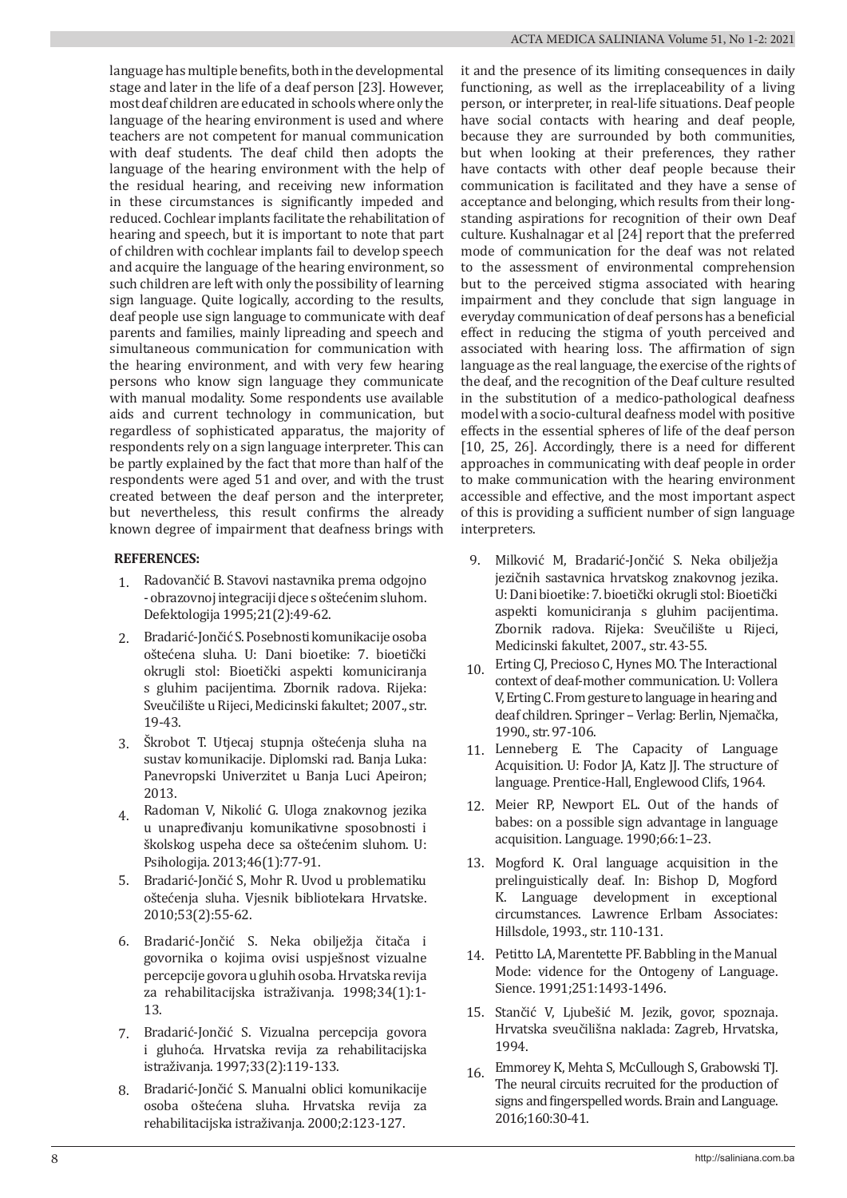language has multiple benefits, both in the developmental stage and later in the life of a deaf person [23]. However, most deaf children are educated in schools where only the language of the hearing environment is used and where teachers are not competent for manual communication with deaf students. The deaf child then adopts the language of the hearing environment with the help of the residual hearing, and receiving new information in these circumstances is significantly impeded and reduced. Cochlear implants facilitate the rehabilitation of hearing and speech, but it is important to note that part of children with cochlear implants fail to develop speech and acquire the language of the hearing environment, so such children are left with only the possibility of learning sign language. Quite logically, according to the results, deaf people use sign language to communicate with deaf parents and families, mainly lipreading and speech and simultaneous communication for communication with the hearing environment, and with very few hearing persons who know sign language they communicate with manual modality. Some respondents use available aids and current technology in communication, but regardless of sophisticated apparatus, the majority of respondents rely on a sign language interpreter. This can be partly explained by the fact that more than half of the respondents were aged 51 and over, and with the trust created between the deaf person and the interpreter, but nevertheless, this result confirms the already known degree of impairment that deafness brings with it and the presence of its limiting consequences in daily functioning, as well as the irreplaceability of a living person, or interpreter, in real-life situations. Deaf people have social contacts with hearing and deaf people, because they are surrounded by both communities, but when looking at their preferences, they rather have contacts with other deaf people because their communication is facilitated and they have a sense of acceptance and belonging, which results from their long-standing aspirations for recognition of their own Deaf culture. Kushalnagar et al [24] report that the preferred mode of communication for the deaf was not related to the assessment of environmental comprehension but to the perceived stigma associated with hearing impairment and they conclude that sign language in everyday communication of deaf persons has a beneficial effect in reducing the stigma of youth perceived and associated with hearing loss. The affirmation of sign language as the real language, the exercise of the rights of the deaf, and the recognition of the Deaf culture resulted in the substitution of a medico-pathological deafness model with a socio-cultural deafness model with positive effects in the essential spheres of life of the deaf person [10, 25, 26]. Accordingly, there is a need for different approaches in communicating with deaf people in order to make communication with the hearing environment accessible and effective, and the most important aspect of this is providing a sufficient number of sign language interpreters.

## REFERENCES:

1. Radovančić B. Stavovi nastavnika prema odgojno - obrazovnoj integraciji djece s oštećenim sluhom. Defektologija 1995;21(2):49-62.
2. Bradarić-Jončić S. Posebnosti komunikacije osoba oštećena sluha. U: Dani bioetike: 7. bioetički okrugli stol: Bioetički aspekti komuniciranja s gluhim pacijentima. Zbornik radova. Rijeka: Sveučilište u Rijeci, Medicinski fakultet; 2007., str. 19-43.
3. Škrobot T. Utjecaj stupnja oštećenja sluha na sustav komunikacije. Diplomski rad. Banja Luka: Panevropski Univerzitet u Banja Luci Apeiron; 2013.
4. Radoman V, Nikolić G. Uloga znakovnog jezika u unapređivanju komunikativne sposobnosti i školskog uspeha dece sa oštećenim sluhom. U: Psihologija. 2013;46(1):77-91.
5. Bradarić-Jončić S, Mohr R. Uvod u problematiku oštećenja sluha. Vjesnik bibliotekara Hrvatske. 2010;53(2):55-62.
6. Bradarić-Jončić S. Neka obilježja čitača i govornika o kojima ovisi uspješnost vizualne percepcije govora u gluhih osoba. Hrvatska revija za rehabilitacijska istraživanja. 1998;34(1):1-13.
7. Bradarić-Jončić S. Vizualna percepcija govora i gluhoća. Hrvatska revija za rehabilitacijska istraživanja. 1997;33(2):119-133.
8. Bradarić-Jončić S. Manualni oblici komunikacije osoba oštećena sluha. Hrvatska revija za rehabilitacijska istraživanja. 2000;2:123-127.
9. Milković M, Bradarić-Jončić S. Neka obilježja jezičnih sastavnica hrvatskog znakovnog jezika. U: Dani bioetike: 7. bioetički okrugli stol: Bioetički aspekti komuniciranja s gluhim pacijentima. Zbornik radova. Rijeka: Sveučilište u Rijeci, Medicinski fakultet, 2007., str. 43-55.
10. Erting CJ, Precioso C, Hynes MO. The Interactional context of deaf-mother communication. U: Vollera V, Erting C. From gesture to language in hearing and deaf children. Springer – Verlag: Berlin, Njemačka, 1990., str. 97-106.
11. Lenneberg E. The Capacity of Language Acquisition. U: Fodor JA, Katz JJ. The structure of language. Prentice-Hall, Englewood Clifs, 1964.
12. Meier RP, Newport EL. Out of the hands of babes: on a possible sign advantage in language acquisition. Language. 1990;66:1–23.
13. Mogford K. Oral language acquisition in the prelinguistically deaf. In: Bishop D, Mogford K. Language development in exceptional circumstances. Lawrence Erlbam Associates: Hillsdole, 1993., str. 110-131.
14. Petitto LA, Marentette PF. Babbling in the Manual Mode: vidence for the Ontogeny of Language. Sience. 1991;251:1493-1496.
15. Stančić V, Ljubešić M. Jezik, govor, spoznaja. Hrvatska sveučilišna naklada: Zagreb, Hrvatska, 1994.
16. Emmorey K, Mehta S, McCullough S, Grabowski TJ. The neural circuits recruited for the production of signs and fingerspelled words. Brain and Language. 2016;160:30-41.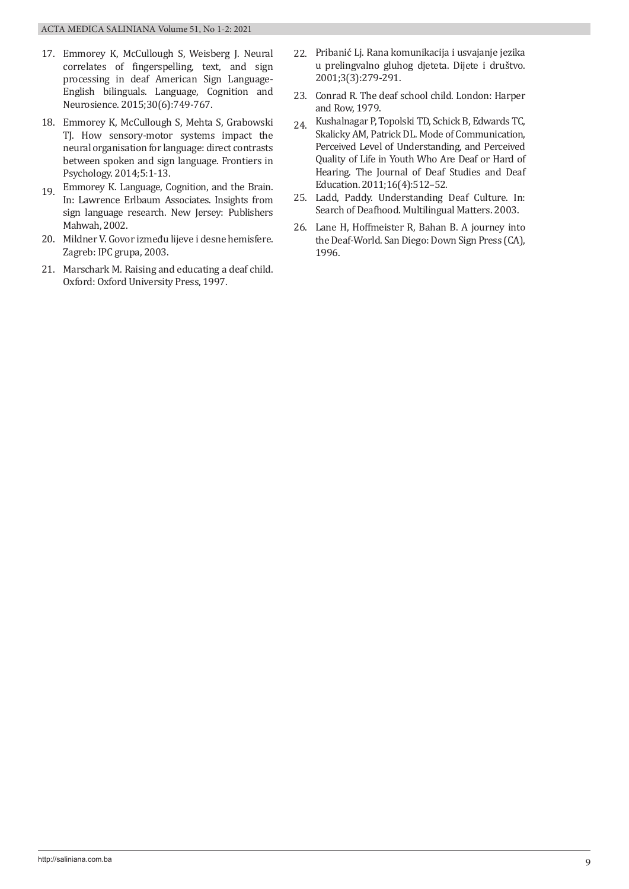17. Emmorey K, McCullough S, Weisberg J. Neural correlates of fingerspelling, text, and sign processing in deaf American Sign Language-English bilinguals. Language, Cognition and Neurosience. 2015;30(6):749-767.
18. Emmorey K, McCullough S, Mehta S, Grabowski TJ. How sensory-motor systems impact the neural organisation for language: direct contrasts between spoken and sign language. Frontiers in Psychology. 2014;5:1-13.
19. Emmorey K. Language, Cognition, and the Brain. In: Lawrence Erlbaum Associates. Insights from sign language research. New Jersey: Publishers Mahwah, 2002.
20. Mildner V. Govor između lijeve i desne hemisfere. Zagreb: IPC grupa, 2003.
21. Marschark M. Raising and educating a deaf child. Oxford: Oxford University Press, 1997.
22. Pribanić Lj. Rana komunikacija i usvajanje jezika u prelingvalno gluhog djeteta. Dijete i društvo. 2001;3(3):279-291.
23. Conrad R. The deaf school child. London: Harper and Row, 1979.
24. Kushalnagar P, Topolski TD, Schick B, Edwards TC, Skalicky AM, Patrick DL. Mode of Communication, Perceived Level of Understanding, and Perceived Quality of Life in Youth Who Are Deaf or Hard of Hearing. The Journal of Deaf Studies and Deaf Education. 2011;16(4):512–52.
25. Ladd, Paddy. Understanding Deaf Culture. In: Search of Deafhood. Multilingual Matters. 2003.
26. Lane H, Hoffmeister R, Bahan B. A journey into the Deaf-World. San Diego: Down Sign Press (CA), 1996.